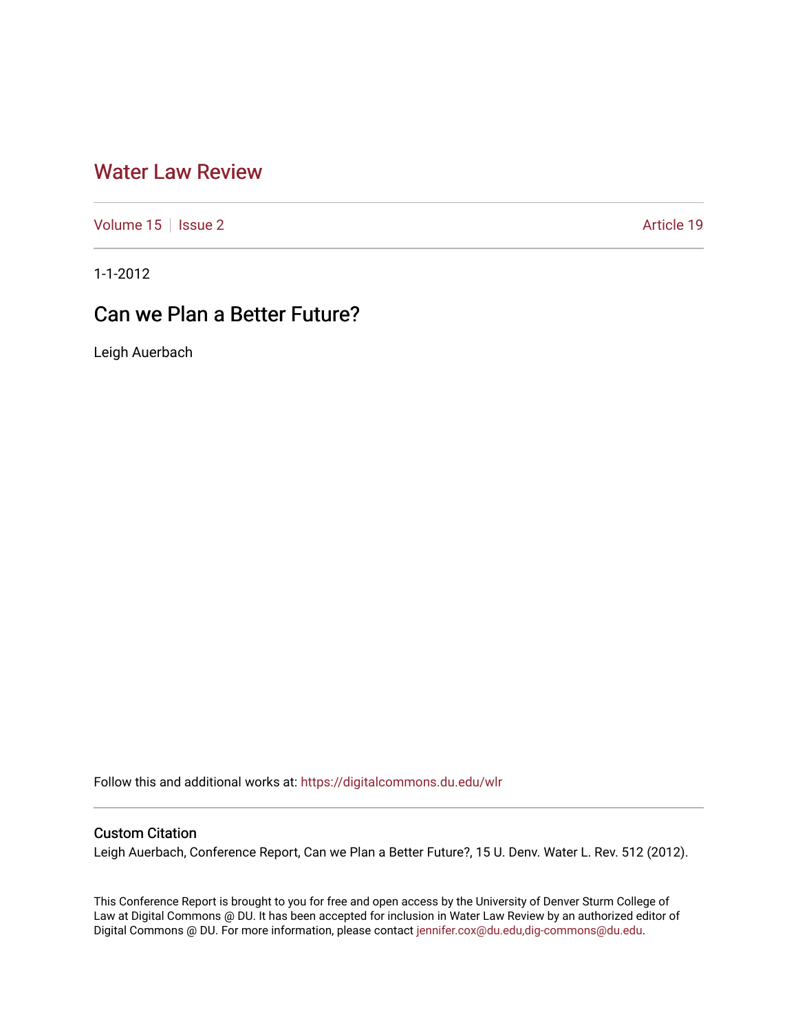# Water Law Review

Volume 15 | Issue 2 | Article 19

1-1-2012

## Can we Plan a Better Future?

Leigh Auerbach

Follow this and additional works at: https://digitalcommons.du.edu/wlr

### Custom Citation

Leigh Auerbach, Conference Report, Can we Plan a Better Future?, 15 U. Denv. Water L. Rev. 512 (2012).

This Conference Report is brought to you for free and open access by the University of Denver Sturm College of Law at Digital Commons @ DU. It has been accepted for inclusion in Water Law Review by an authorized editor of Digital Commons @ DU. For more information, please contact jennifer.cox@du.edu,dig-commons@du.edu.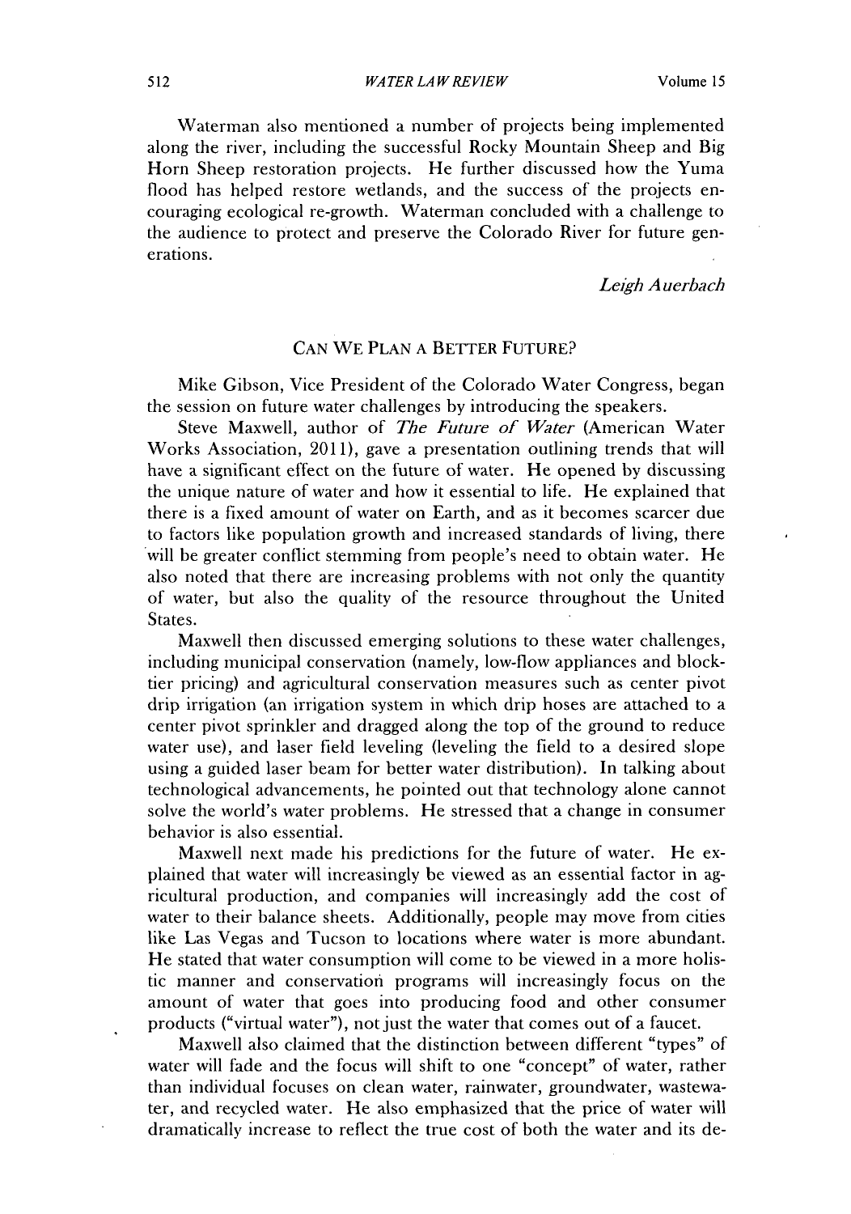Waterman also mentioned a number of projects being implemented along the river, including the successful Rocky Mountain Sheep and Big Horn Sheep restoration projects. He further discussed how the Yuma flood has helped restore wetlands, and the success of the projects encouraging ecological re-growth. Waterman concluded with a challenge to the audience to protect and preserve the Colorado River for future generations.

*Leigh Auerbach*

## CAN WE PLAN A BETTER FUTURE?

Mike Gibson, Vice President of the Colorado Water Congress, began the session on future water challenges by introducing the speakers.

Steve Maxwell, author of *The Future of Water* (American Water Works Association, 2011), gave a presentation outlining trends that will have a significant effect on the future of water. He opened by discussing the unique nature of water and how it essential to life. He explained that there is a fixed amount of water on Earth, and as it becomes scarcer due to factors like population growth and increased standards of living, there will be greater conflict stemming from people's need to obtain water. He also noted that there are increasing problems with not only the quantity of water, but also the quality of the resource throughout the United States.

Maxwell then discussed emerging solutions to these water challenges, including municipal conservation (namely, low-flow appliances and block-tier pricing) and agricultural conservation measures such as center pivot drip irrigation (an irrigation system in which drip hoses are attached to a center pivot sprinkler and dragged along the top of the ground to reduce water use), and laser field leveling (leveling the field to a desired slope using a guided laser beam for better water distribution). In talking about technological advancements, he pointed out that technology alone cannot solve the world's water problems. He stressed that a change in consumer behavior is also essential.

Maxwell next made his predictions for the future of water. He explained that water will increasingly be viewed as an essential factor in agricultural production, and companies will increasingly add the cost of water to their balance sheets. Additionally, people may move from cities like Las Vegas and Tucson to locations where water is more abundant. He stated that water consumption will come to be viewed in a more holistic manner and conservation programs will increasingly focus on the amount of water that goes into producing food and other consumer products ("virtual water"), not just the water that comes out of a faucet.

Maxwell also claimed that the distinction between different "types" of water will fade and the focus will shift to one "concept" of water, rather than individual focuses on clean water, rainwater, groundwater, wastewater, and recycled water. He also emphasized that the price of water will dramatically increase to reflect the true cost of both the water and its de-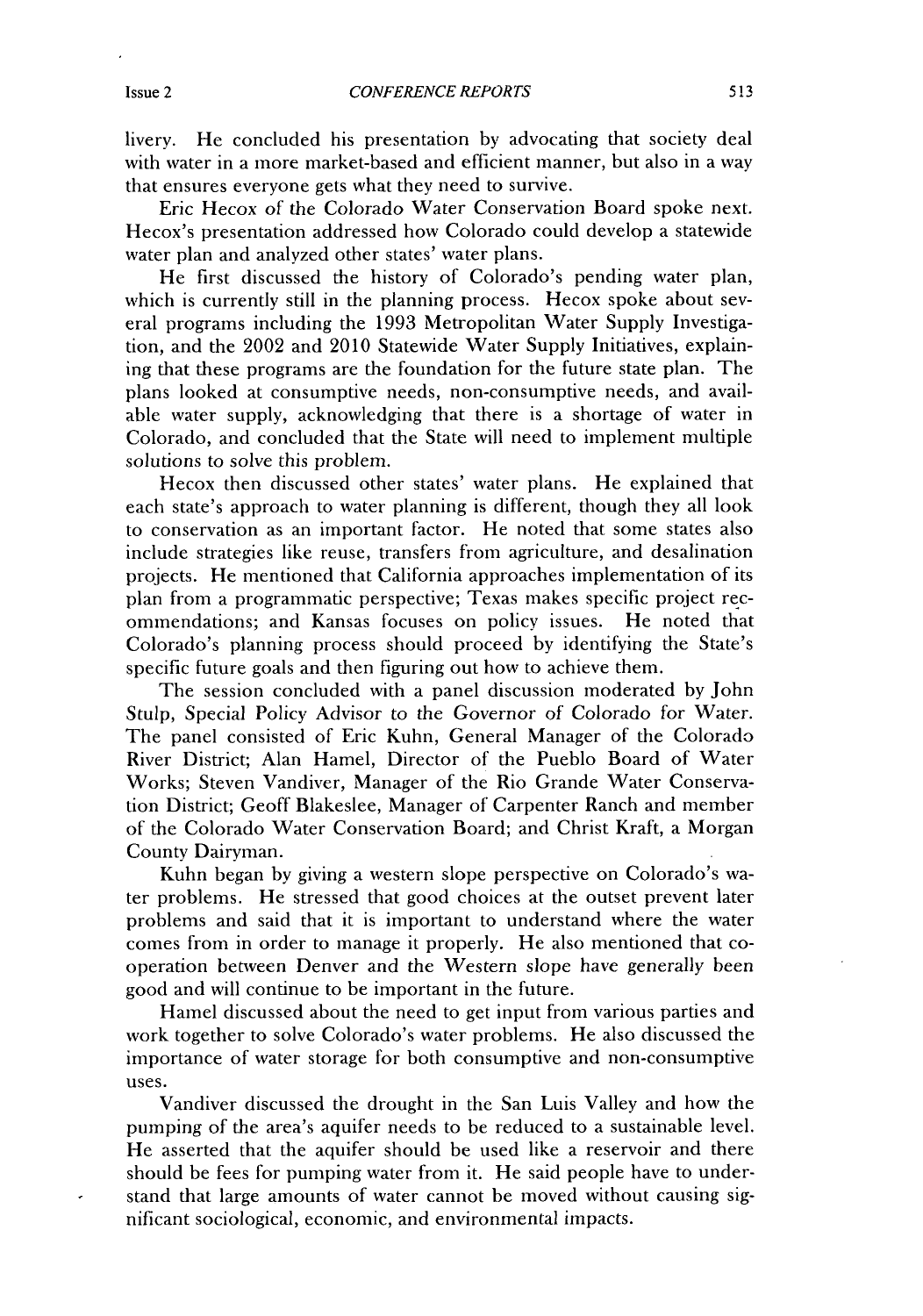livery. He concluded his presentation by advocating that society deal with water in a more market-based and efficient manner, but also in a way that ensures everyone gets what they need to survive.

Eric Hecox of the Colorado Water Conservation Board spoke next. Hecox's presentation addressed how Colorado could develop a statewide water plan and analyzed other states' water plans.

He first discussed the history of Colorado's pending water plan, which is currently still in the planning process. Hecox spoke about several programs including the 1993 Metropolitan Water Supply Investigation, and the 2002 and 2010 Statewide Water Supply Initiatives, explaining that these programs are the foundation for the future state plan. The plans looked at consumptive needs, non-consumptive needs, and available water supply, acknowledging that there is a shortage of water in Colorado, and concluded that the State will need to implement multiple solutions to solve this problem.

Hecox then discussed other states' water plans. He explained that each state's approach to water planning is different, though they all look to conservation as an important factor. He noted that some states also include strategies like reuse, transfers from agriculture, and desalination projects. He mentioned that California approaches implementation of its plan from a programmatic perspective; Texas makes specific project recommendations; and Kansas focuses on policy issues. He noted that Colorado's planning process should proceed by identifying the State's specific future goals and then figuring out how to achieve them.

The session concluded with a panel discussion moderated by John Stulp, Special Policy Advisor to the Governor of Colorado for Water. The panel consisted of Eric Kuhn, General Manager of the Colorado River District; Alan Hamel, Director of the Pueblo Board of Water Works; Steven Vandiver, Manager of the Rio Grande Water Conservation District; Geoff Blakeslee, Manager of Carpenter Ranch and member of the Colorado Water Conservation Board; and Christ Kraft, a Morgan County Dairyman.

Kuhn began by giving a western slope perspective on Colorado's water problems. He stressed that good choices at the outset prevent later problems and said that it is important to understand where the water comes from in order to manage it properly. He also mentioned that cooperation between Denver and the Western slope have generally been good and will continue to be important in the future.

Hamel discussed about the need to get input from various parties and work together to solve Colorado's water problems. He also discussed the importance of water storage for both consumptive and non-consumptive uses.

Vandiver discussed the drought in the San Luis Valley and how the pumping of the area's aquifer needs to be reduced to a sustainable level. He asserted that the aquifer should be used like a reservoir and there should be fees for pumping water from it. He said people have to understand that large amounts of water cannot be moved without causing significant sociological, economic, and environmental impacts.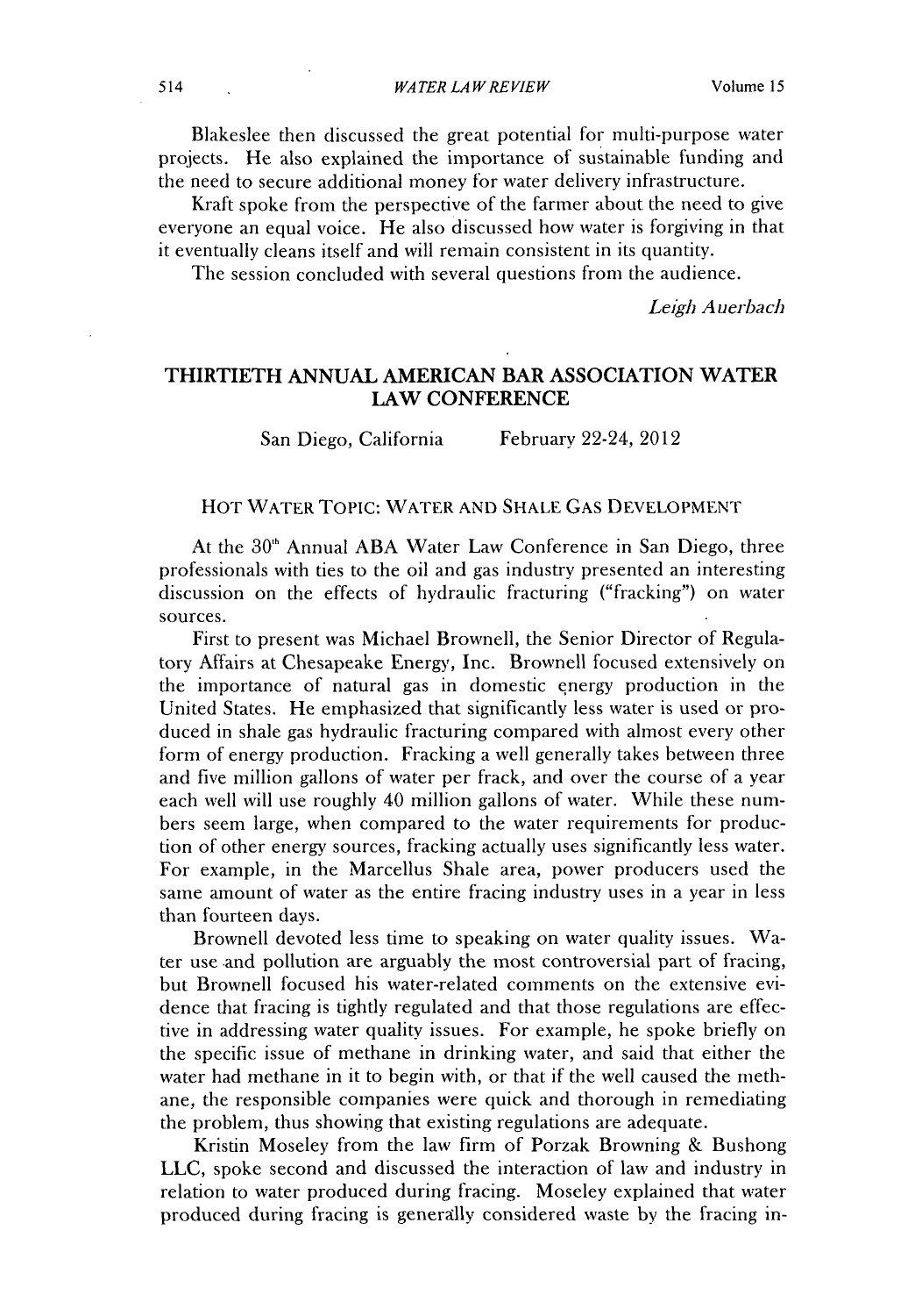Blakeslee then discussed the great potential for multi-purpose water projects. He also explained the importance of sustainable funding and the need to secure additional money for water delivery infrastructure.

Kraft spoke from the perspective of the farmer about the need to give everyone an equal voice. He also discussed how water is forgiving in that it eventually cleans itself and will remain consistent in its quantity.

The session concluded with several questions from the audience.

*Leigh Auerbach*

## THIRTIETH ANNUAL AMERICAN BAR ASSOCIATION WATER LAW CONFERENCE

San Diego, California February 22-24, 2012

### HOT WATER TOPIC: WATER AND SHALE GAS DEVELOPMENT

At the 30th Annual ABA Water Law Conference in San Diego, three professionals with ties to the oil and gas industry presented an interesting discussion on the effects of hydraulic fracturing ("fracking") on water sources.

First to present was Michael Brownell, the Senior Director of Regulatory Affairs at Chesapeake Energy, Inc. Brownell focused extensively on the importance of natural gas in domestic energy production in the United States. He emphasized that significantly less water is used or produced in shale gas hydraulic fracturing compared with almost every other form of energy production. Fracking a well generally takes between three and five million gallons of water per frack, and over the course of a year each well will use roughly 40 million gallons of water. While these numbers seem large, when compared to the water requirements for production of other energy sources, fracking actually uses significantly less water. For example, in the Marcellus Shale area, power producers used the same amount of water as the entire fracing industry uses in a year in less than fourteen days.

Brownell devoted less time to speaking on water quality issues. Water use and pollution are arguably the most controversial part of fracing, but Brownell focused his water-related comments on the extensive evidence that fracing is tightly regulated and that those regulations are effective in addressing water quality issues. For example, he spoke briefly on the specific issue of methane in drinking water, and said that either the water had methane in it to begin with, or that if the well caused the methane, the responsible companies were quick and thorough in remediating the problem, thus showing that existing regulations are adequate.

Kristin Moseley from the law firm of Porzak Browning & Bushong LLC, spoke second and discussed the interaction of law and industry in relation to water produced during fracing. Moseley explained that water produced during fracing is generally considered waste by the fracing in-